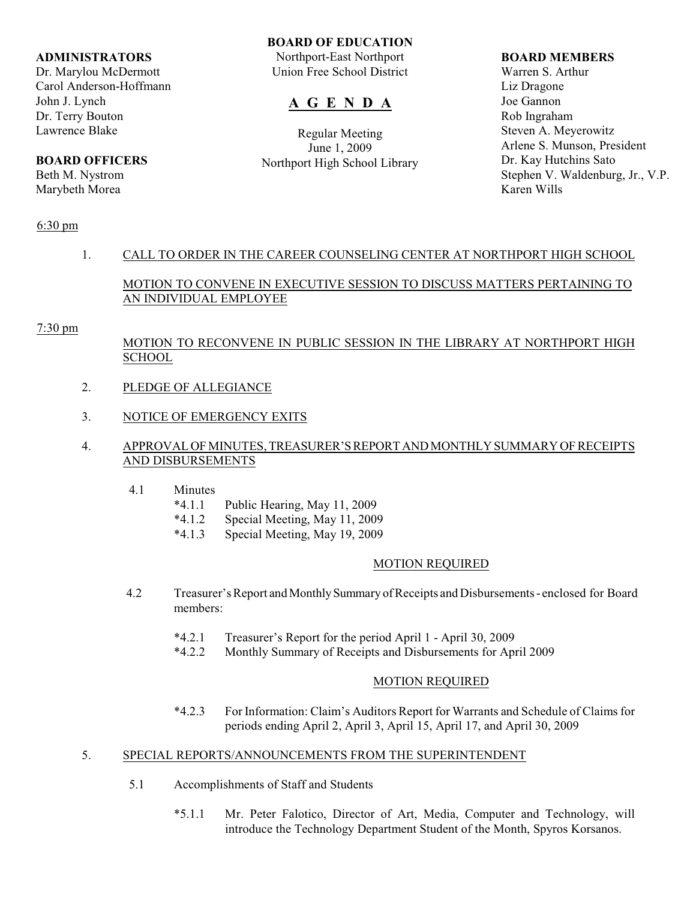**BOARD OF EDUCATION**
Northport-East Northport
Union Free School District

# A G E N D A

Regular Meeting
June 1, 2009
Northport High School Library

**ADMINISTRATORS**
Dr. Marylou McDermott
Carol Anderson-Hoffmann
John J. Lynch
Dr. Terry Bouton
Lawrence Blake

**BOARD OFFICERS**
Beth M. Nystrom
Marybeth Morea

**BOARD MEMBERS**
Warren S. Arthur
Liz Dragone
Joe Gannon
Rob Ingraham
Steven A. Meyerowitz
Arlene S. Munson, President
Dr. Kay Hutchins Sato
Stephen V. Waldenburg, Jr., V.P.
Karen Wills

6:30 pm

1. CALL TO ORDER IN THE CAREER COUNSELING CENTER AT NORTHPORT HIGH SCHOOL

   MOTION TO CONVENE IN EXECUTIVE SESSION TO DISCUSS MATTERS PERTAINING TO AN INDIVIDUAL EMPLOYEE

7:30 pm

   MOTION TO RECONVENE IN PUBLIC SESSION IN THE LIBRARY AT NORTHPORT HIGH SCHOOL

2. PLEDGE OF ALLEGIANCE

3. NOTICE OF EMERGENCY EXITS

4. APPROVAL OF MINUTES, TREASURER'S REPORT AND MONTHLY SUMMARY OF RECEIPTS AND DISBURSEMENTS

   4.1 Minutes
   - *4.1.1 Public Hearing, May 11, 2009
   - *4.1.2 Special Meeting, May 11, 2009
   - *4.1.3 Special Meeting, May 19, 2009

   MOTION REQUIRED

   4.2 Treasurer's Report and Monthly Summary of Receipts and Disbursements - enclosed for Board members:
   - *4.2.1 Treasurer's Report for the period April 1 - April 30, 2009
   - *4.2.2 Monthly Summary of Receipts and Disbursements for April 2009

   MOTION REQUIRED

   - *4.2.3 For Information: Claim's Auditors Report for Warrants and Schedule of Claims for periods ending April 2, April 3, April 15, April 17, and April 30, 2009

5. SPECIAL REPORTS/ANNOUNCEMENTS FROM THE SUPERINTENDENT

   5.1 Accomplishments of Staff and Students
   - *5.1.1 Mr. Peter Falotico, Director of Art, Media, Computer and Technology, will introduce the Technology Department Student of the Month, Spyros Korsanos.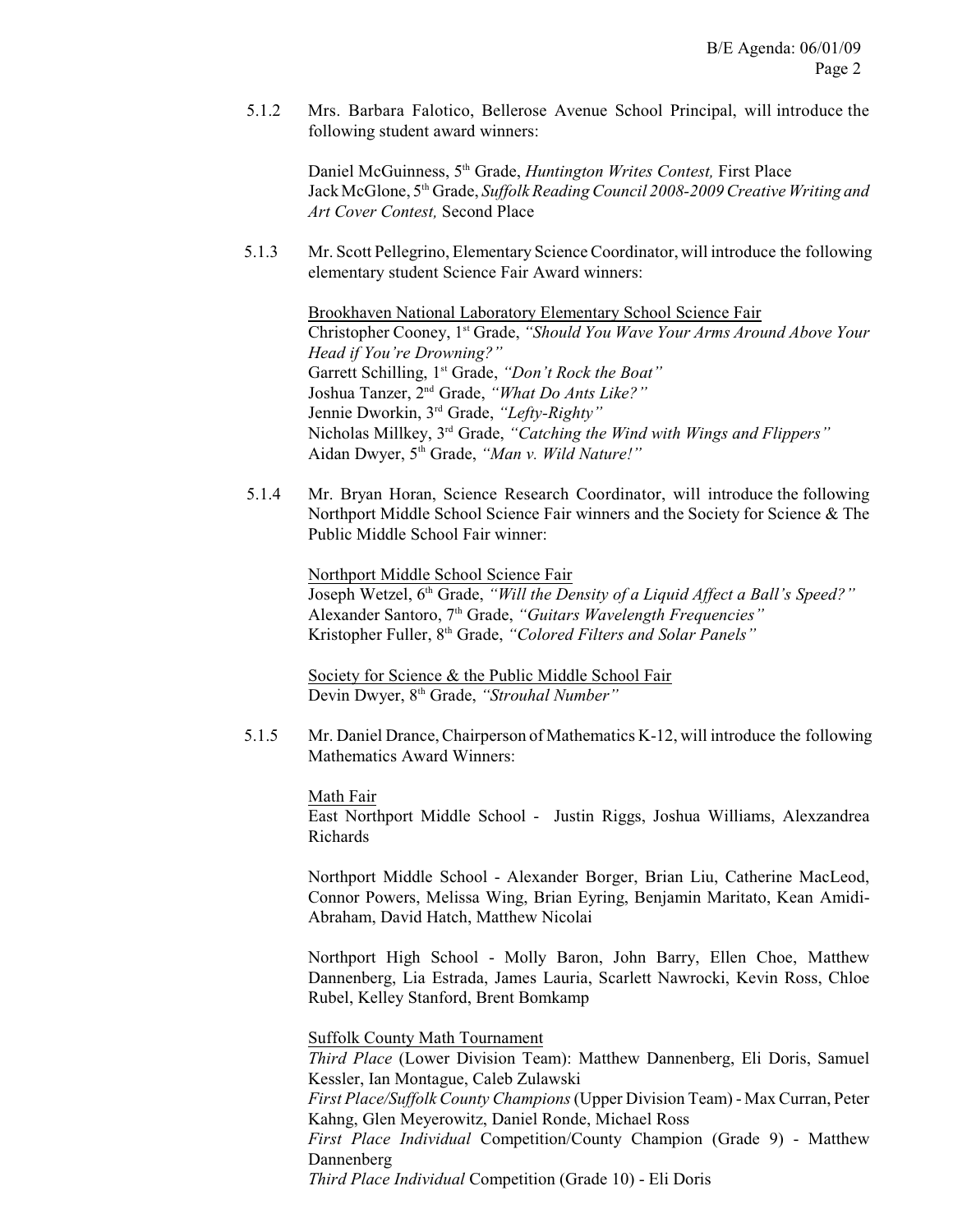5.1.2 Mrs. Barbara Falotico, Bellerose Avenue School Principal, will introduce the following student award winners:

Daniel McGuinness, 5th Grade, *Huntington Writes Contest,* First Place
Jack McGlone, 5th Grade, *Suffolk Reading Council 2008-2009 Creative Writing and Art Cover Contest,* Second Place

5.1.3 Mr. Scott Pellegrino, Elementary Science Coordinator, will introduce the following elementary student Science Fair Award winners:

<u>Brookhaven National Laboratory Elementary School Science Fair</u>
Christopher Cooney, 1st Grade, *"Should You Wave Your Arms Around Above Your Head if You're Drowning?"*
Garrett Schilling, 1st Grade, *"Don't Rock the Boat"*
Joshua Tanzer, 2nd Grade, *"What Do Ants Like?"*
Jennie Dworkin, 3rd Grade, *"Lefty-Righty"*
Nicholas Millkey, 3rd Grade, *"Catching the Wind with Wings and Flippers"*
Aidan Dwyer, 5th Grade, *"Man v. Wild Nature!"*

5.1.4 Mr. Bryan Horan, Science Research Coordinator, will introduce the following Northport Middle School Science Fair winners and the Society for Science & The Public Middle School Fair winner:

<u>Northport Middle School Science Fair</u>
Joseph Wetzel, 6th Grade, *"Will the Density of a Liquid Affect a Ball's Speed?"*
Alexander Santoro, 7th Grade, *"Guitars Wavelength Frequencies"*
Kristopher Fuller, 8th Grade, *"Colored Filters and Solar Panels"*

<u>Society for Science & the Public Middle School Fair</u>
Devin Dwyer, 8th Grade, *"Strouhal Number"*

5.1.5 Mr. Daniel Drance, Chairperson of Mathematics K-12, will introduce the following Mathematics Award Winners:

<u>Math Fair</u>
East Northport Middle School - Justin Riggs, Joshua Williams, Alexzandrea Richards

Northport Middle School - Alexander Borger, Brian Liu, Catherine MacLeod, Connor Powers, Melissa Wing, Brian Eyring, Benjamin Maritato, Kean Amidi-Abraham, David Hatch, Matthew Nicolai

Northport High School - Molly Baron, John Barry, Ellen Choe, Matthew Dannenberg, Lia Estrada, James Lauria, Scarlett Nawrocki, Kevin Ross, Chloe Rubel, Kelley Stanford, Brent Bomkamp

<u>Suffolk County Math Tournament</u>
*Third Place* (Lower Division Team): Matthew Dannenberg, Eli Doris, Samuel Kessler, Ian Montague, Caleb Zulawski
*First Place/Suffolk County Champions* (Upper Division Team) - Max Curran, Peter Kahng, Glen Meyerowitz, Daniel Ronde, Michael Ross
*First Place Individual* Competition/County Champion (Grade 9) - Matthew Dannenberg
*Third Place Individual* Competition (Grade 10) - Eli Doris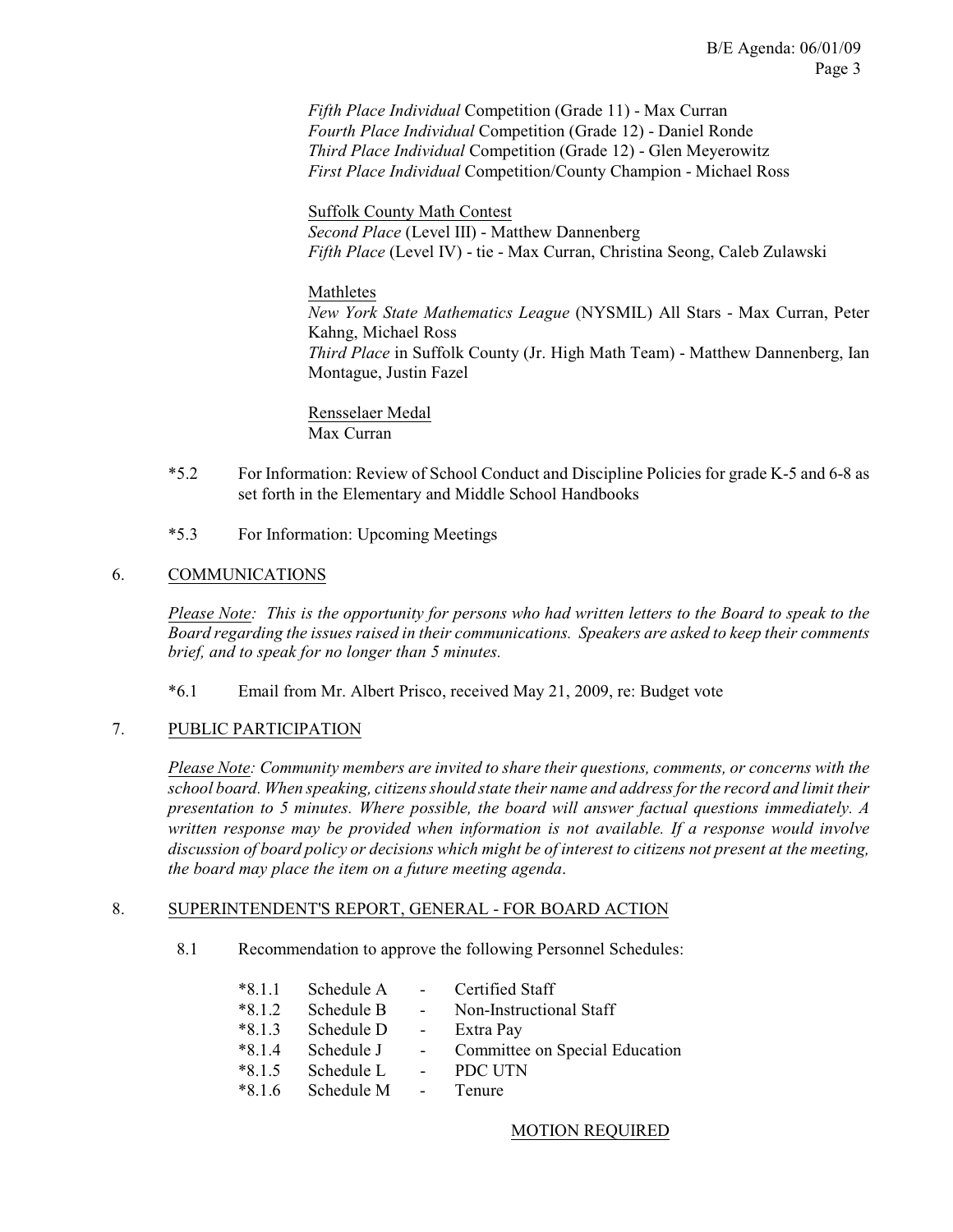*Fifth Place Individual* Competition (Grade 11) - Max Curran
*Fourth Place Individual* Competition (Grade 12) - Daniel Ronde
*Third Place Individual* Competition (Grade 12) - Glen Meyerowitz
*First Place Individual* Competition/County Champion - Michael Ross

<u>Suffolk County Math Contest</u>
*Second Place* (Level III) - Matthew Dannenberg
*Fifth Place* (Level IV) - tie - Max Curran, Christina Seong, Caleb Zulawski

<u>Mathletes</u>
*New York State Mathematics League* (NYSMIL) All Stars - Max Curran, Peter Kahng, Michael Ross
*Third Place* in Suffolk County (Jr. High Math Team) - Matthew Dannenberg, Ian Montague, Justin Fazel

<u>Rensselaer Medal</u>
Max Curran

*5.2 For Information: Review of School Conduct and Discipline Policies for grade K-5 and 6-8 as set forth in the Elementary and Middle School Handbooks

*5.3 For Information: Upcoming Meetings

## 6. COMMUNICATIONS

*<u>Please Note</u>: This is the opportunity for persons who had written letters to the Board to speak to the Board regarding the issues raised in their communications. Speakers are asked to keep their comments brief, and to speak for no longer than 5 minutes.*

*6.1 Email from Mr. Albert Prisco, received May 21, 2009, re: Budget vote

## 7. PUBLIC PARTICIPATION

*<u>Please Note</u>: Community members are invited to share their questions, comments, or concerns with the school board. When speaking, citizens should state their name and address for the record and limit their presentation to 5 minutes. Where possible, the board will answer factual questions immediately. A written response may be provided when information is not available. If a response would involve discussion of board policy or decisions which might be of interest to citizens not present at the meeting, the board may place the item on a future meeting agenda.*

## 8. SUPERINTENDENT'S REPORT, GENERAL - FOR BOARD ACTION

8.1 Recommendation to approve the following Personnel Schedules:

*8.1.1 Schedule A - Certified Staff
*8.1.2 Schedule B - Non-Instructional Staff
*8.1.3 Schedule D - Extra Pay
*8.1.4 Schedule J - Committee on Special Education
*8.1.5 Schedule L - PDC UTN
*8.1.6 Schedule M - Tenure

<u>MOTION REQUIRED</u>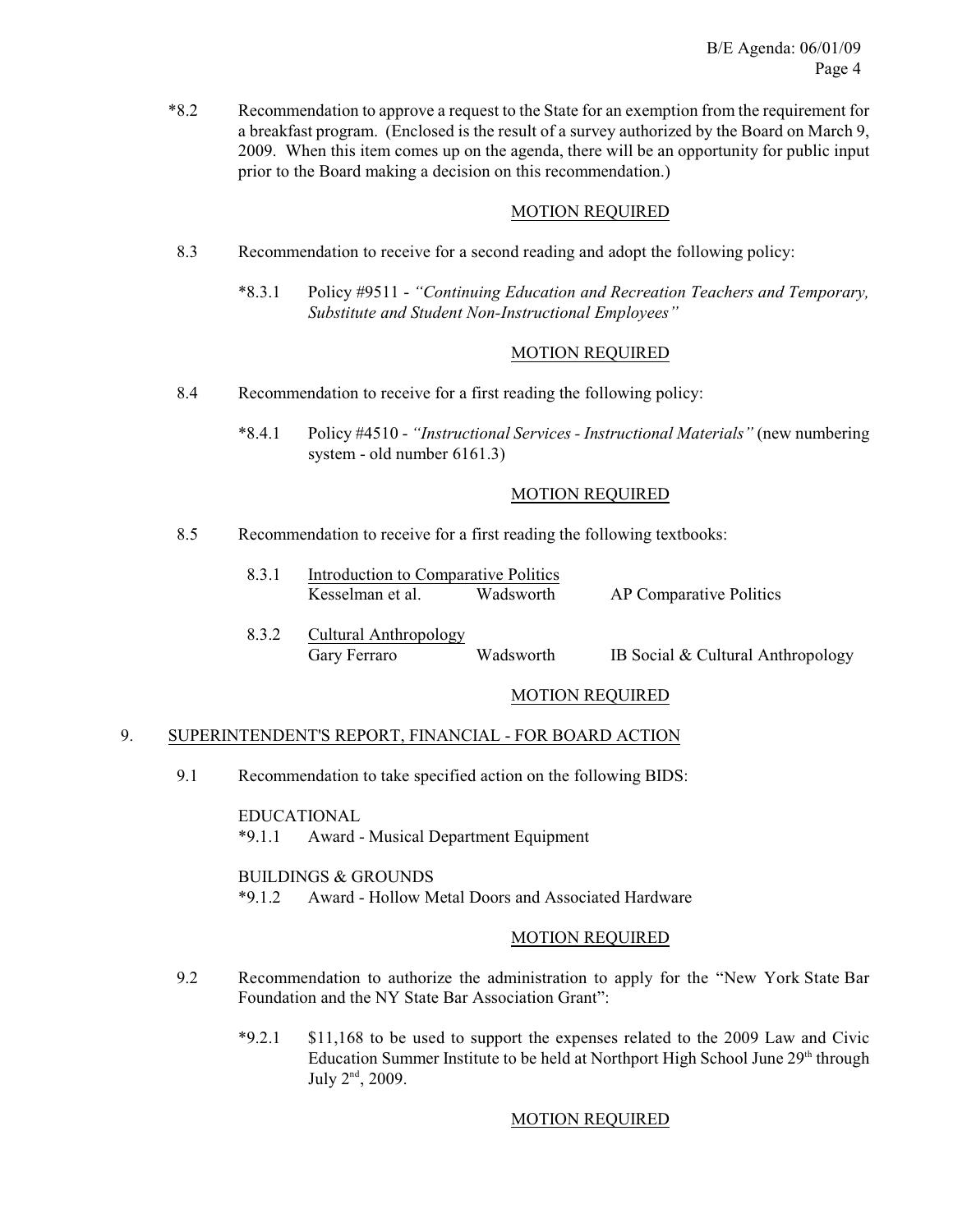*8.2 Recommendation to approve a request to the State for an exemption from the requirement for a breakfast program. (Enclosed is the result of a survey authorized by the Board on March 9, 2009. When this item comes up on the agenda, there will be an opportunity for public input prior to the Board making a decision on this recommendation.)

MOTION REQUIRED

8.3 Recommendation to receive for a second reading and adopt the following policy:

*8.3.1 Policy #9511 - *"Continuing Education and Recreation Teachers and Temporary, Substitute and Student Non-Instructional Employees"*

MOTION REQUIRED

8.4 Recommendation to receive for a first reading the following policy:

*8.4.1 Policy #4510 - *"Instructional Services - Instructional Materials"* (new numbering system - old number 6161.3)

MOTION REQUIRED

8.5 Recommendation to receive for a first reading the following textbooks:

| | | | |
|---|---|---|---|
| 8.3.1 | Introduction to Comparative Politics | | |
| | Kesselman et al. | Wadsworth | AP Comparative Politics |
| 8.3.2 | Cultural Anthropology | | |
| | Gary Ferraro | Wadsworth | IB Social & Cultural Anthropology |

MOTION REQUIRED

## 9. SUPERINTENDENT'S REPORT, FINANCIAL - FOR BOARD ACTION

9.1 Recommendation to take specified action on the following BIDS:

EDUCATIONAL
*9.1.1 Award - Musical Department Equipment

BUILDINGS & GROUNDS
*9.1.2 Award - Hollow Metal Doors and Associated Hardware

MOTION REQUIRED

9.2 Recommendation to authorize the administration to apply for the "New York State Bar Foundation and the NY State Bar Association Grant":

*9.2.1 $11,168 to be used to support the expenses related to the 2009 Law and Civic Education Summer Institute to be held at Northport High School June 29th through July 2nd, 2009.

MOTION REQUIRED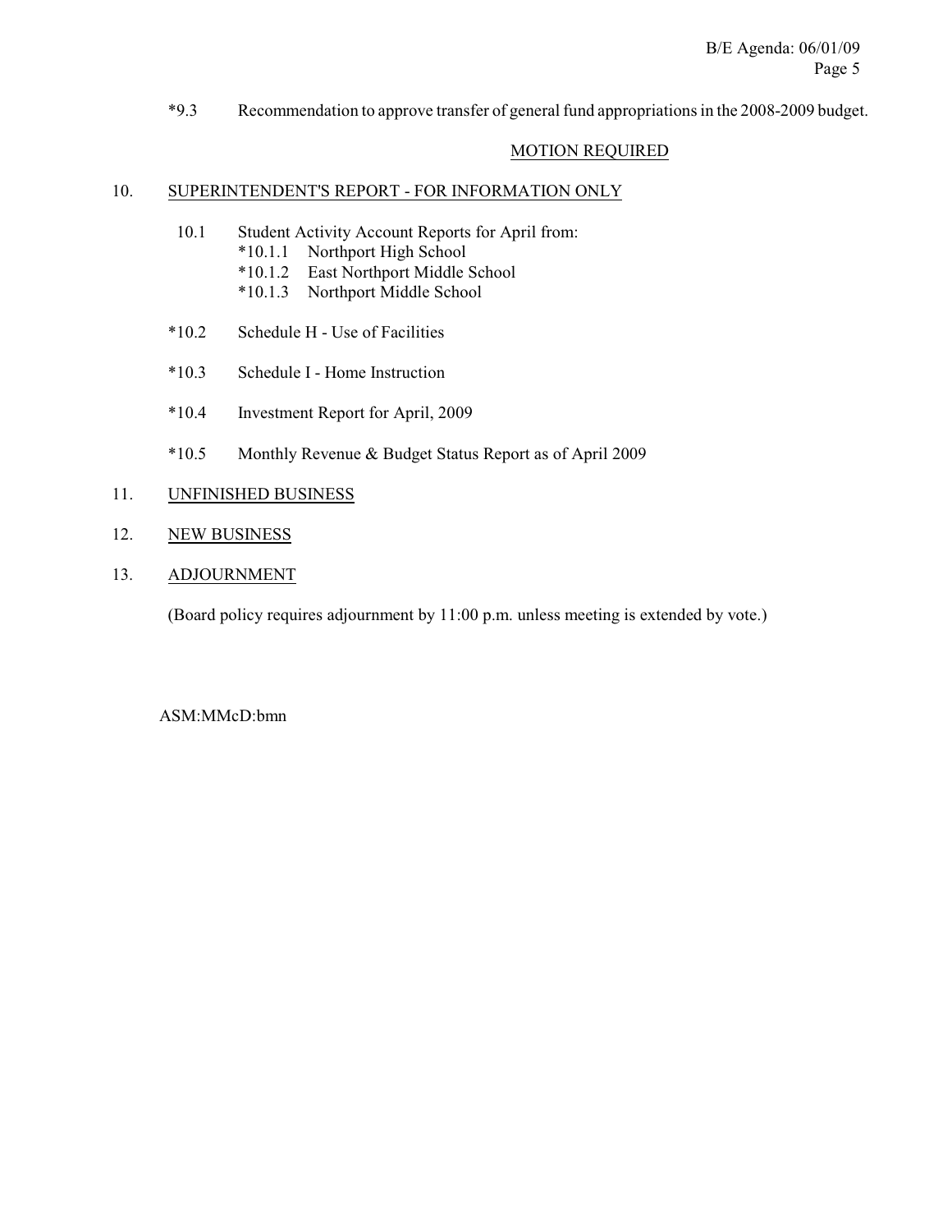*9.3 Recommendation to approve transfer of general fund appropriations in the 2008-2009 budget.

MOTION REQUIRED

10. SUPERINTENDENT'S REPORT - FOR INFORMATION ONLY

10.1 Student Activity Account Reports for April from:

*10.1.1 Northport High School

*10.1.2 East Northport Middle School

*10.1.3 Northport Middle School

*10.2 Schedule H - Use of Facilities

*10.3 Schedule I - Home Instruction

*10.4 Investment Report for April, 2009

*10.5 Monthly Revenue & Budget Status Report as of April 2009

11. UNFINISHED BUSINESS

12. NEW BUSINESS

13. ADJOURNMENT

(Board policy requires adjournment by 11:00 p.m. unless meeting is extended by vote.)

ASM:MMcD:bmn